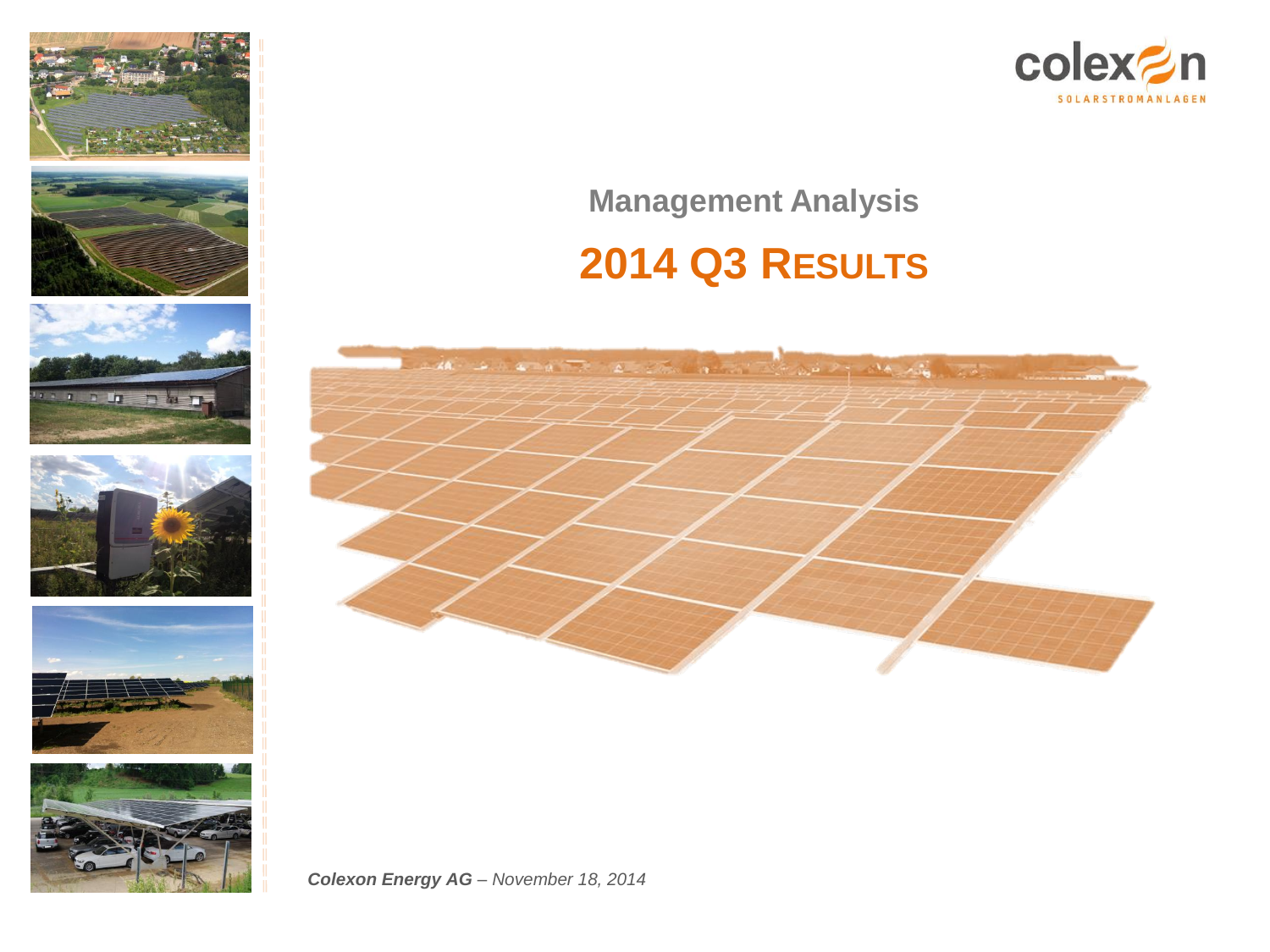colexon

SOLARSTROMANLAGEN

## Management Analysis

# 2014 Q3 RESULTS

***Colexon Energy AG*** *– November 18, 2014*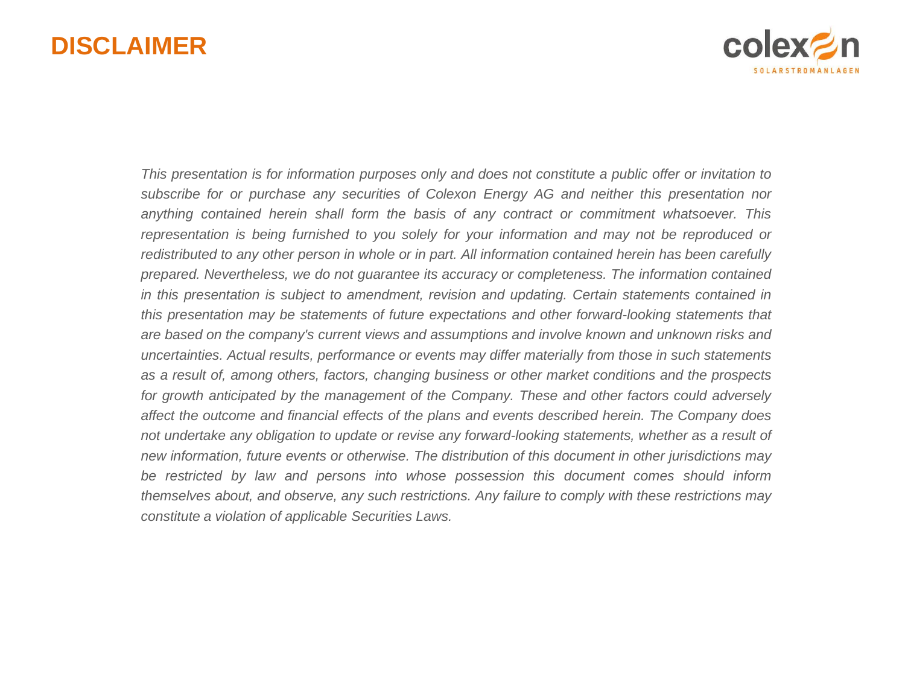# DISCLAIMER

*This presentation is for information purposes only and does not constitute a public offer or invitation to subscribe for or purchase any securities of Colexon Energy AG and neither this presentation nor anything contained herein shall form the basis of any contract or commitment whatsoever. This representation is being furnished to you solely for your information and may not be reproduced or redistributed to any other person in whole or in part. All information contained herein has been carefully prepared. Nevertheless, we do not guarantee its accuracy or completeness. The information contained in this presentation is subject to amendment, revision and updating. Certain statements contained in this presentation may be statements of future expectations and other forward-looking statements that are based on the company's current views and assumptions and involve known and unknown risks and uncertainties. Actual results, performance or events may differ materially from those in such statements as a result of, among others, factors, changing business or other market conditions and the prospects for growth anticipated by the management of the Company. These and other factors could adversely affect the outcome and financial effects of the plans and events described herein. The Company does not undertake any obligation to update or revise any forward-looking statements, whether as a result of new information, future events or otherwise. The distribution of this document in other jurisdictions may be restricted by law and persons into whose possession this document comes should inform themselves about, and observe, any such restrictions. Any failure to comply with these restrictions may constitute a violation of applicable Securities Laws.*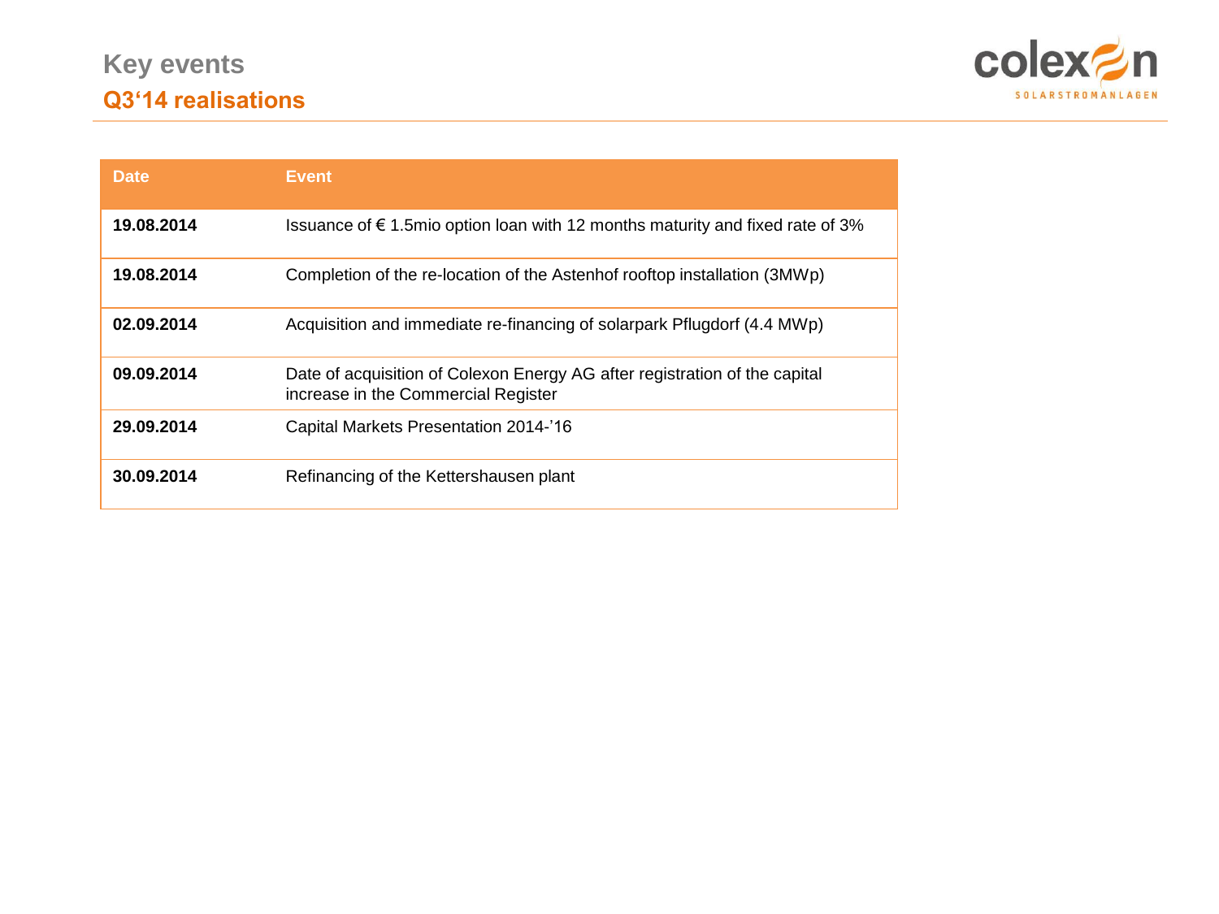# Key events

## Q3'14 realisations

| Date | Event |
|---|---|
| **19.08.2014** | Issuance of € 1.5mio option loan with 12 months maturity and fixed rate of 3% |
| **19.08.2014** | Completion of the re-location of the Astenhof rooftop installation (3MWp) |
| **02.09.2014** | Acquisition and immediate re-financing of solarpark Pflugdorf (4.4 MWp) |
| **09.09.2014** | Date of acquisition of Colexon Energy AG after registration of the capital increase in the Commercial Register |
| **29.09.2014** | Capital Markets Presentation 2014-'16 |
| **30.09.2014** | Refinancing of the Kettershausen plant |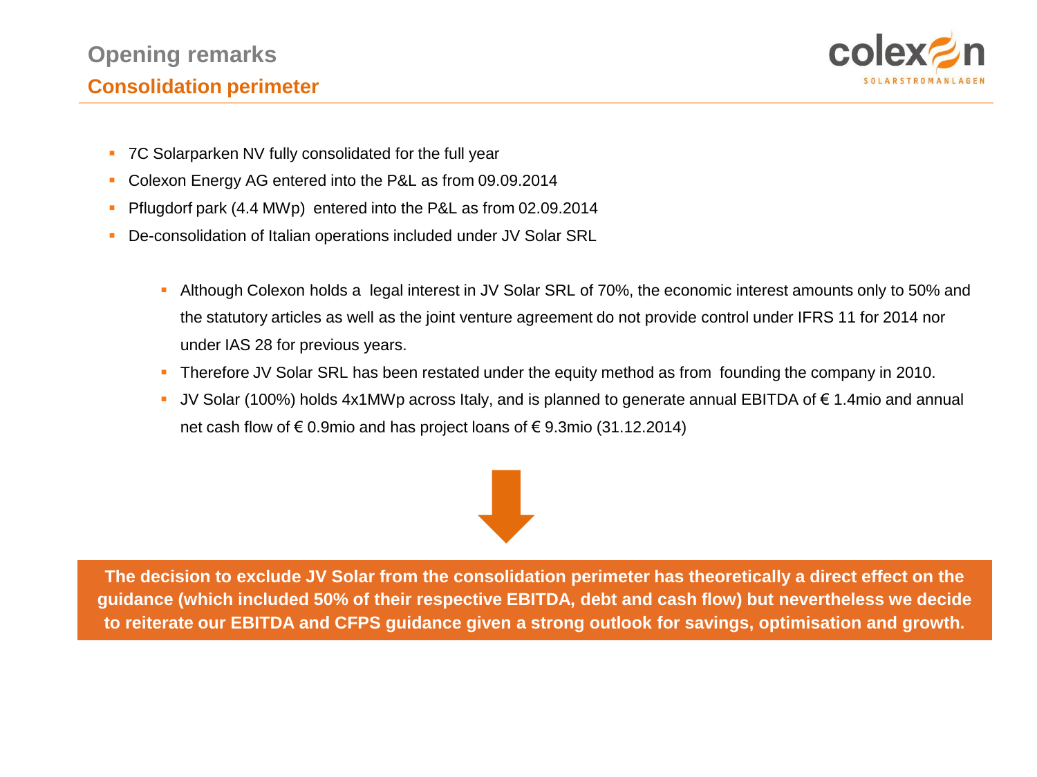# Opening remarks

## Consolidation perimeter

- 7C Solarparken NV fully consolidated for the full year
- Colexon Energy AG entered into the P&L as from 09.09.2014
- Pflugdorf park (4.4 MWp) entered into the P&L as from 02.09.2014
- De-consolidation of Italian operations included under JV Solar SRL
  - Although Colexon holds a legal interest in JV Solar SRL of 70%, the economic interest amounts only to 50% and the statutory articles as well as the joint venture agreement do not provide control under IFRS 11 for 2014 nor under IAS 28 for previous years.
  - Therefore JV Solar SRL has been restated under the equity method as from founding the company in 2010.
  - JV Solar (100%) holds 4x1MWp across Italy, and is planned to generate annual EBITDA of € 1.4mio and annual net cash flow of € 0.9mio and has project loans of € 9.3mio (31.12.2014)

**The decision to exclude JV Solar from the consolidation perimeter has theoretically a direct effect on the guidance (which included 50% of their respective EBITDA, debt and cash flow) but nevertheless we decide to reiterate our EBITDA and CFPS guidance given a strong outlook for savings, optimisation and growth.**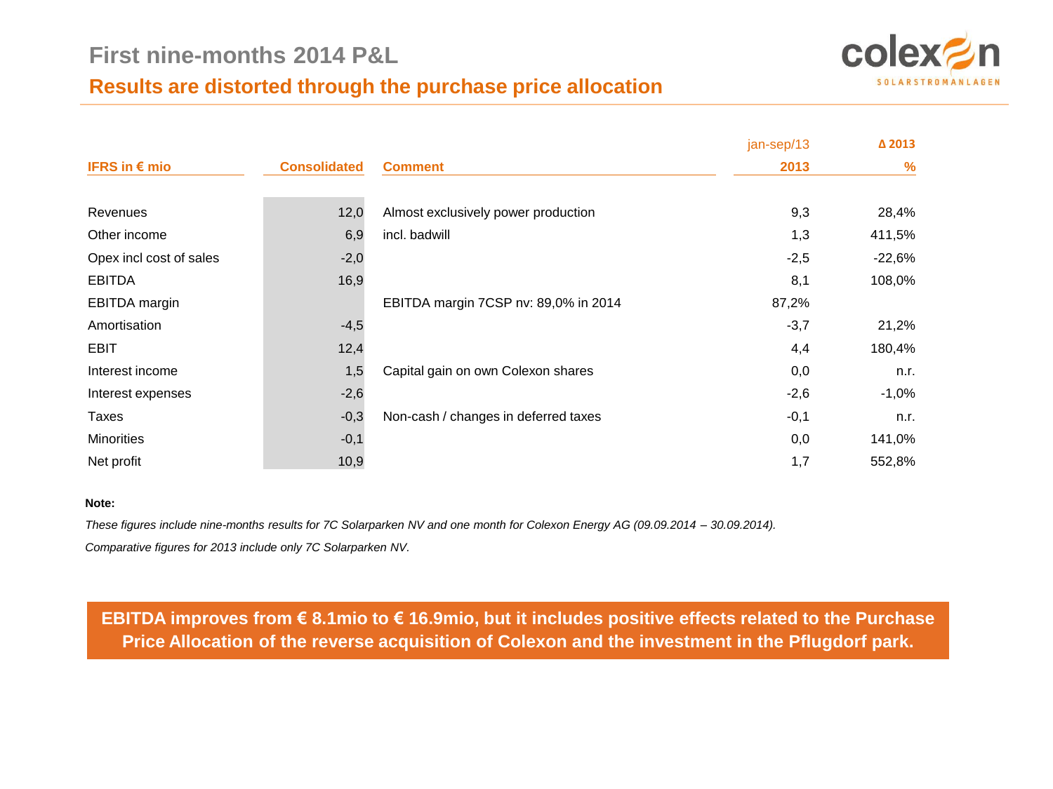# First nine-months 2014 P&L

## Results are distorted through the purchase price allocation

| IFRS in € mio | Consolidated | Comment | jan-sep/13 2013 | Δ 2013 % |
|---|---|---|---|---|
| Revenues | 12,0 | Almost exclusively power production | 9,3 | 28,4% |
| Other income | 6,9 | incl. badwill | 1,3 | 411,5% |
| Opex incl cost of sales | -2,0 | | -2,5 | -22,6% |
| EBITDA | 16,9 | | 8,1 | 108,0% |
| EBITDA margin | | EBITDA margin 7CSP nv: 89,0% in 2014 | 87,2% | |
| Amortisation | -4,5 | | -3,7 | 21,2% |
| EBIT | 12,4 | | 4,4 | 180,4% |
| Interest income | 1,5 | Capital gain on own Colexon shares | 0,0 | n.r. |
| Interest expenses | -2,6 | | -2,6 | -1,0% |
| Taxes | -0,3 | Non-cash / changes in deferred taxes | -0,1 | n.r. |
| Minorities | -0,1 | | 0,0 | 141,0% |
| Net profit | 10,9 | | 1,7 | 552,8% |

**Note:**

*These figures include nine-months results for 7C Solarparken NV and one month for Colexon Energy AG (09.09.2014 – 30.09.2014).*

*Comparative figures for 2013 include only 7C Solarparken NV.*

**EBITDA improves from € 8.1mio to € 16.9mio, but it includes positive effects related to the Purchase Price Allocation of the reverse acquisition of Colexon and the investment in the Pflugdorf park.**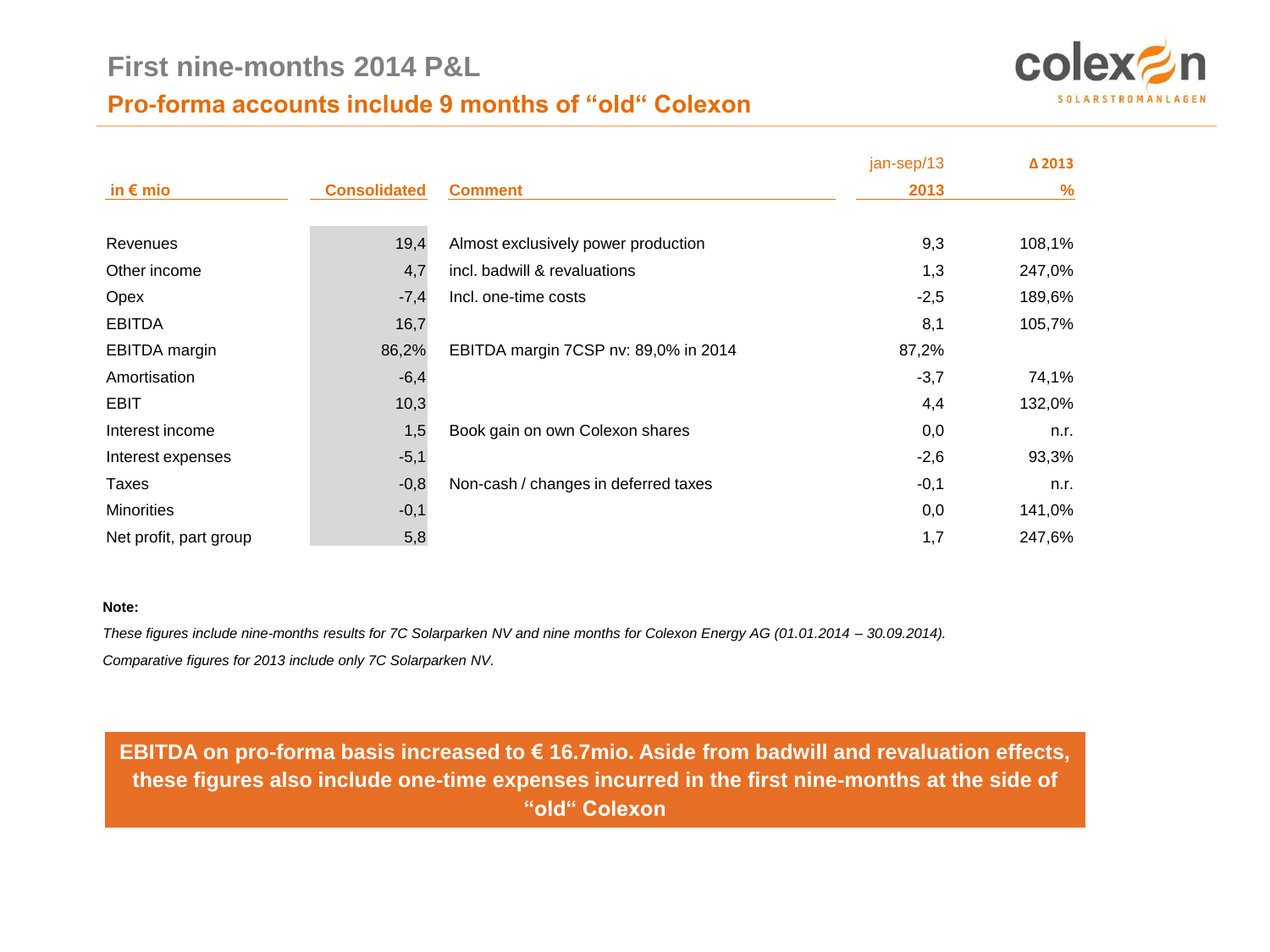# First nine-months 2014 P&L

## Pro-forma accounts include 9 months of "old" Colexon

| in € mio | Consolidated | Comment | jan-sep/13 2013 | Δ 2013 % |
|---|---|---|---|---|
| Revenues | 19,4 | Almost exclusively power production | 9,3 | 108,1% |
| Other income | 4,7 | incl. badwill & revaluations | 1,3 | 247,0% |
| Opex | -7,4 | Incl. one-time costs | -2,5 | 189,6% |
| EBITDA | 16,7 | | 8,1 | 105,7% |
| EBITDA margin | 86,2% | EBITDA margin 7CSP nv: 89,0% in 2014 | 87,2% | |
| Amortisation | -6,4 | | -3,7 | 74,1% |
| EBIT | 10,3 | | 4,4 | 132,0% |
| Interest income | 1,5 | Book gain on own Colexon shares | 0,0 | n.r. |
| Interest expenses | -5,1 | | -2,6 | 93,3% |
| Taxes | -0,8 | Non-cash / changes in deferred taxes | -0,1 | n.r. |
| Minorities | -0,1 | | 0,0 | 141,0% |
| Net profit, part group | 5,8 | | 1,7 | 247,6% |

**Note:**

*These figures include nine-months results for 7C Solarparken NV and nine months for Colexon Energy AG (01.01.2014 – 30.09.2014).*

*Comparative figures for 2013 include only 7C Solarparken NV.*

**EBITDA on pro-forma basis increased to € 16.7mio. Aside from badwill and revaluation effects, these figures also include one-time expenses incurred in the first nine-months at the side of "old" Colexon**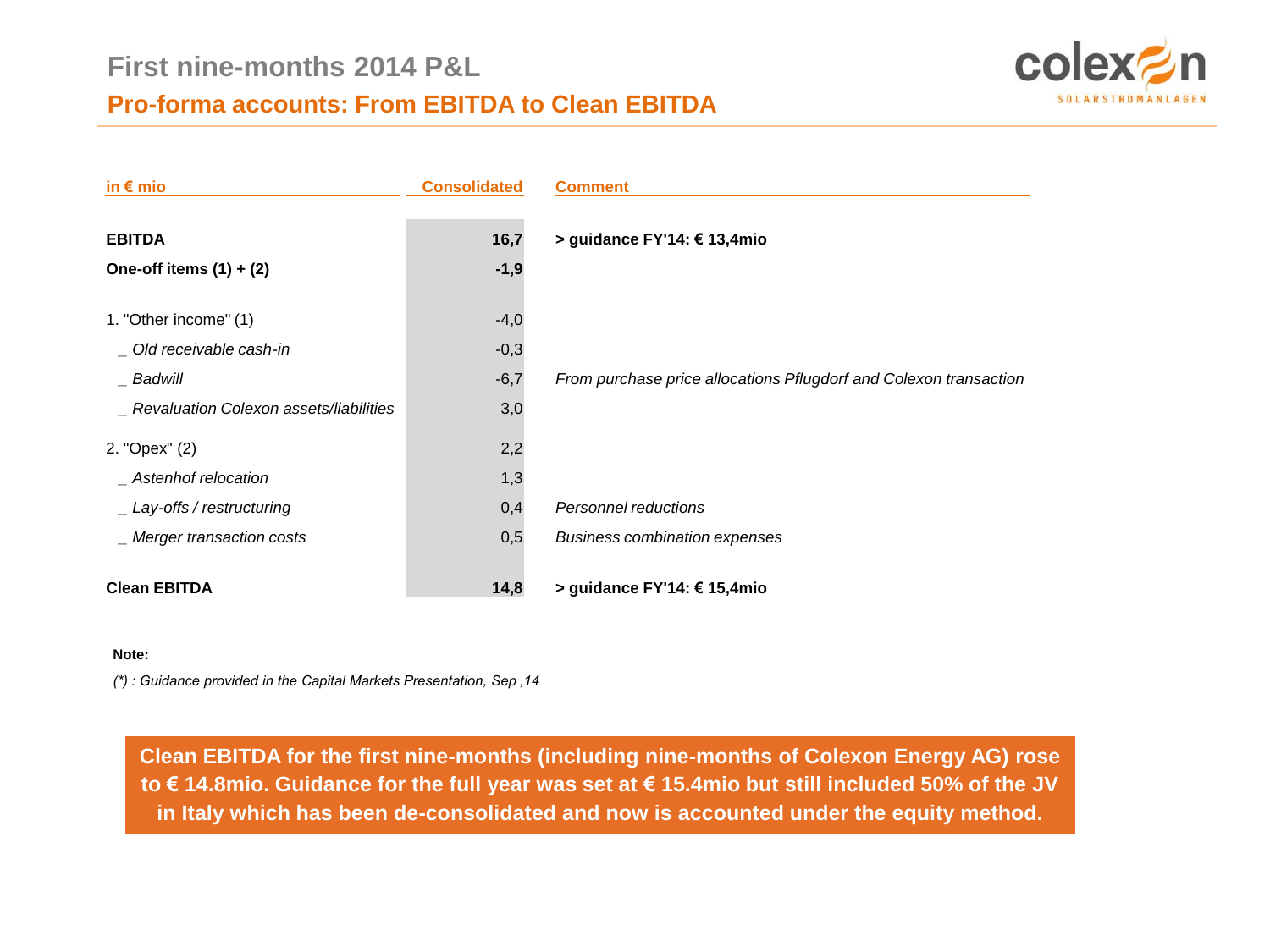# First nine-months 2014 P&L

## Pro-forma accounts: From EBITDA to Clean EBITDA

| in € mio | Consolidated | Comment |
|---|---|---|
| **EBITDA** | **16,7** | **> guidance FY'14: € 13,4mio** |
| **One-off items (1) + (2)** | **-1,9** | |
| 1. "Other income" (1) | -4,0 | |
| _ *Old receivable cash-in* | -0,3 | |
| _ *Badwill* | -6,7 | *From purchase price allocations Pflugdorf and Colexon transaction* |
| _ *Revaluation Colexon assets/liabilities* | 3,0 | |
| 2. "Opex" (2) | 2,2 | |
| _ *Astenhof relocation* | 1,3 | |
| _ *Lay-offs / restructuring* | 0,4 | *Personnel reductions* |
| _ *Merger transaction costs* | 0,5 | *Business combination expenses* |
| **Clean EBITDA** | **14,8** | **> guidance FY'14: € 15,4mio** |

**Note:**

*(*) : Guidance provided in the Capital Markets Presentation, Sep ,14*

**Clean EBITDA for the first nine-months (including nine-months of Colexon Energy AG) rose to € 14.8mio. Guidance for the full year was set at € 15.4mio but still included 50% of the JV in Italy which has been de-consolidated and now is accounted under the equity method.**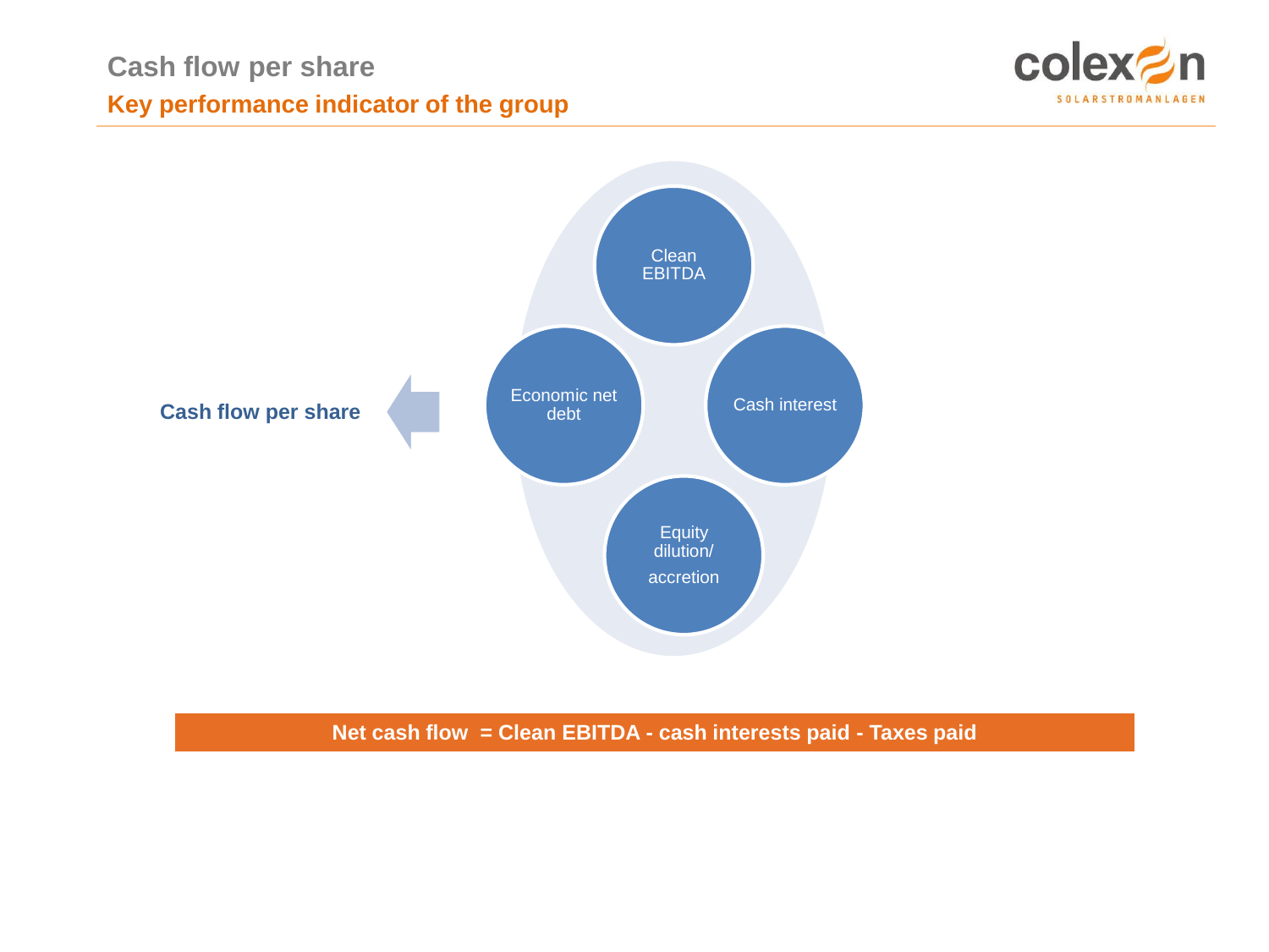# Cash flow per share

## Key performance indicator of the group

Cash flow per share

- Clean EBITDA
- Economic net debt
- Cash interest
- Equity dilution/ accretion

**Net cash flow = Clean EBITDA - cash interests paid - Taxes paid**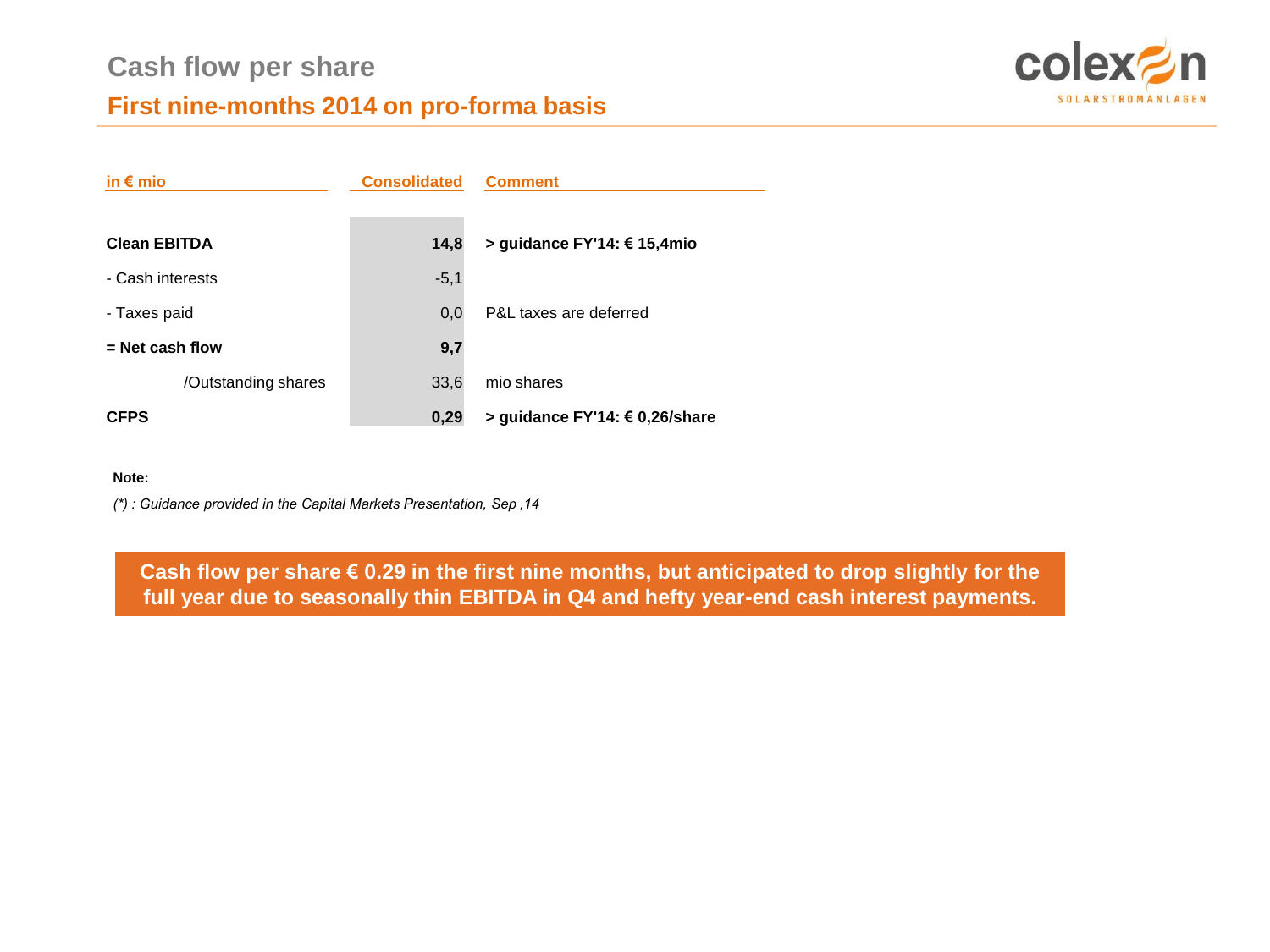# Cash flow per share

## First nine-months 2014 on pro-forma basis

| in € mio | Consolidated | Comment |
| --- | --- | --- |
| **Clean EBITDA** | **14,8** | **> guidance FY'14: € 15,4mio** |
| - Cash interests | -5,1 | |
| - Taxes paid | 0,0 | P&L taxes are deferred |
| **= Net cash flow** | **9,7** | |
| /Outstanding shares | 33,6 | mio shares |
| **CFPS** | **0,29** | **> guidance FY'14: € 0,26/share** |

**Note:**

*(\*) : Guidance provided in the Capital Markets Presentation, Sep ,14*

**Cash flow per share € 0.29 in the first nine months, but anticipated to drop slightly for the full year due to seasonally thin EBITDA in Q4 and hefty year-end cash interest payments.**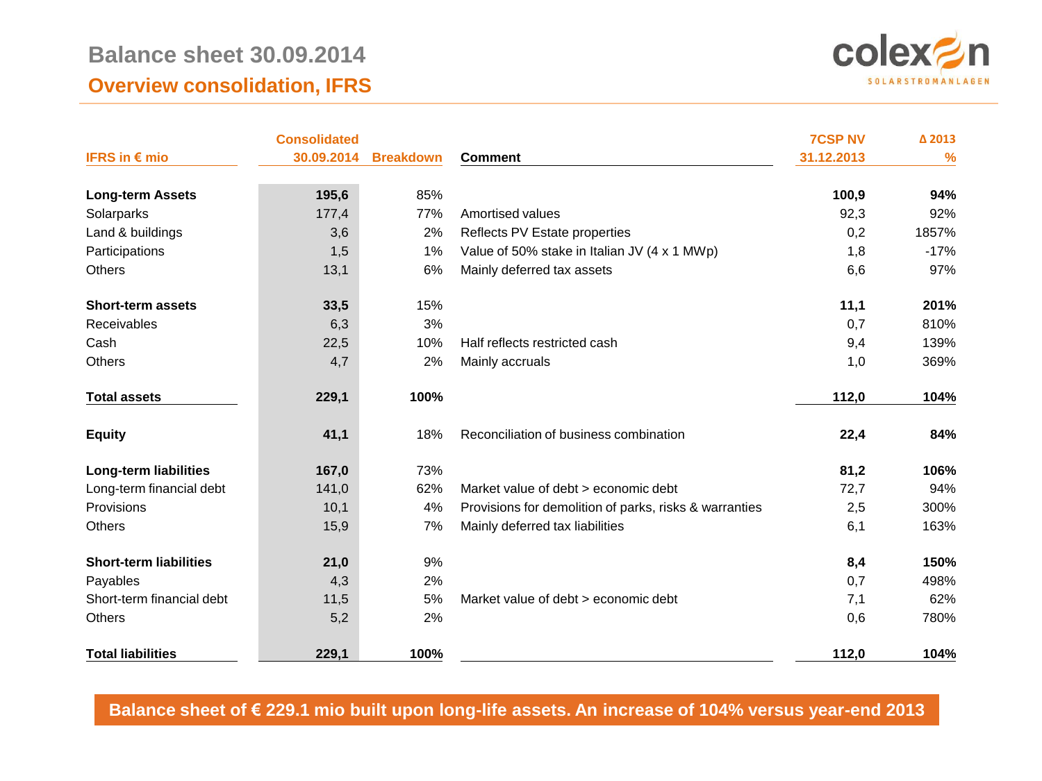# Balance sheet 30.09.2014

## Overview consolidation, IFRS

| IFRS in € mio | Consolidated 30.09.2014 | Breakdown | Comment | 7CSP NV 31.12.2013 | Δ 2013 % |
|---|---|---|---|---|---|
| **Long-term Assets** | **195,6** | 85% | | **100,9** | **94%** |
| Solarparks | 177,4 | 77% | Amortised values | 92,3 | 92% |
| Land & buildings | 3,6 | 2% | Reflects PV Estate properties | 0,2 | 1857% |
| Participations | 1,5 | 1% | Value of 50% stake in Italian JV (4 x 1 MWp) | 1,8 | -17% |
| Others | 13,1 | 6% | Mainly deferred tax assets | 6,6 | 97% |
| **Short-term assets** | **33,5** | 15% | | **11,1** | **201%** |
| Receivables | 6,3 | 3% | | 0,7 | 810% |
| Cash | 22,5 | 10% | Half reflects restricted cash | 9,4 | 139% |
| Others | 4,7 | 2% | Mainly accruals | 1,0 | 369% |
| **Total assets** | **229,1** | **100%** | | **112,0** | **104%** |
| **Equity** | **41,1** | 18% | Reconciliation of business combination | **22,4** | **84%** |
| **Long-term liabilities** | **167,0** | 73% | | **81,2** | **106%** |
| Long-term financial debt | 141,0 | 62% | Market value of debt > economic debt | 72,7 | 94% |
| Provisions | 10,1 | 4% | Provisions for demolition of parks, risks & warranties | 2,5 | 300% |
| Others | 15,9 | 7% | Mainly deferred tax liabilities | 6,1 | 163% |
| **Short-term liabilities** | **21,0** | 9% | | **8,4** | **150%** |
| Payables | 4,3 | 2% | | 0,7 | 498% |
| Short-term financial debt | 11,5 | 5% | Market value of debt > economic debt | 7,1 | 62% |
| Others | 5,2 | 2% | | 0,6 | 780% |
| **Total liabilities** | **229,1** | **100%** | | **112,0** | **104%** |

**Balance sheet of € 229.1 mio built upon long-life assets. An increase of 104% versus year-end 2013**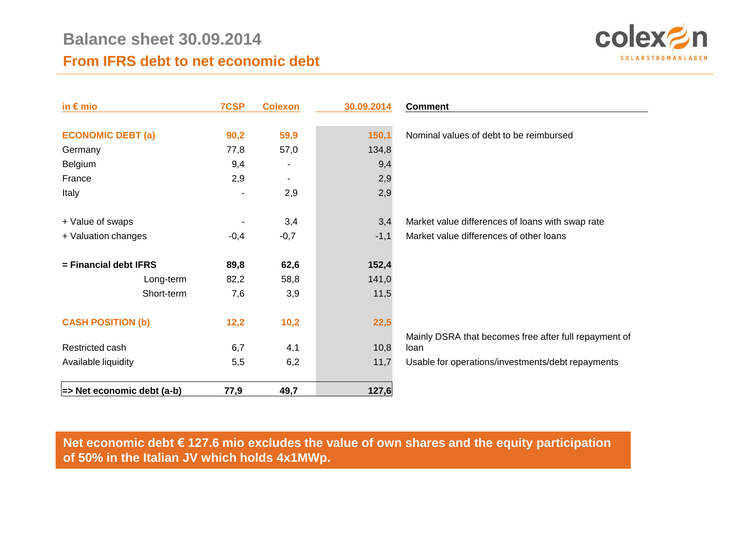# Balance sheet 30.09.2014

## From IFRS debt to net economic debt

| in € mio | 7CSP | Colexon | 30.09.2014 | Comment |
|---|---|---|---|---|
| **ECONOMIC DEBT (a)** | **90,2** | **59,9** | **150,1** | Nominal values of debt to be reimbursed |
| Germany | 77,8 | 57,0 | 134,8 | |
| Belgium | 9,4 | - | 9,4 | |
| France | 2,9 | - | 2,9 | |
| Italy | - | 2,9 | 2,9 | |
| + Value of swaps | - | 3,4 | 3,4 | Market value differences of loans with swap rate |
| + Valuation changes | -0,4 | -0,7 | -1,1 | Market value differences of other loans |
| **= Financial debt IFRS** | **89,8** | **62,6** | **152,4** | |
| Long-term | 82,2 | 58,8 | 141,0 | |
| Short-term | 7,6 | 3,9 | 11,5 | |
| **CASH POSITION (b)** | **12,2** | **10,2** | **22,5** | |
| Restricted cash | 6,7 | 4,1 | 10,8 | Mainly DSRA that becomes free after full repayment of loan |
| Available liquidity | 5,5 | 6,2 | 11,7 | Usable for operations/investments/debt repayments |
| **=> Net economic debt (a-b)** | **77,9** | **49,7** | **127,6** | |

**Net economic debt € 127.6 mio excludes the value of own shares and the equity participation of 50% in the Italian JV which holds 4x1MWp.**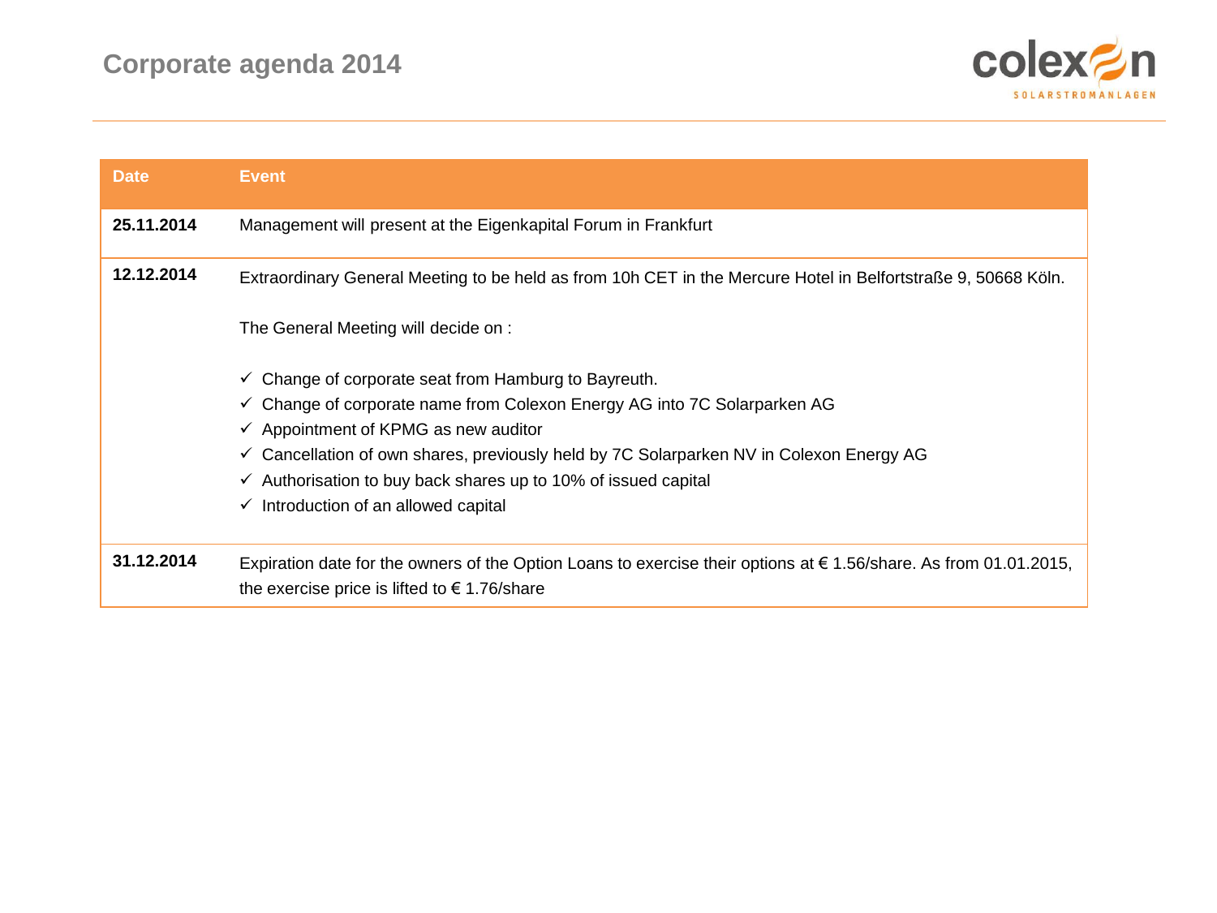# Corporate agenda 2014

| Date | Event |
|---|---|
| **25.11.2014** | Management will present at the Eigenkapital Forum in Frankfurt |
| **12.12.2014** | Extraordinary General Meeting to be held as from 10h CET in the Mercure Hotel in Belfortstraße 9, 50668 Köln.<br><br>The General Meeting will decide on :<br><br>✓ Change of corporate seat from Hamburg to Bayreuth.<br>✓ Change of corporate name from Colexon Energy AG into 7C Solarparken AG<br>✓ Appointment of KPMG as new auditor<br>✓ Cancellation of own shares, previously held by 7C Solarparken NV in Colexon Energy AG<br>✓ Authorisation to buy back shares up to 10% of issued capital<br>✓ Introduction of an allowed capital |
| **31.12.2014** | Expiration date for the owners of the Option Loans to exercise their options at € 1.56/share. As from 01.01.2015, the exercise price is lifted to € 1.76/share |